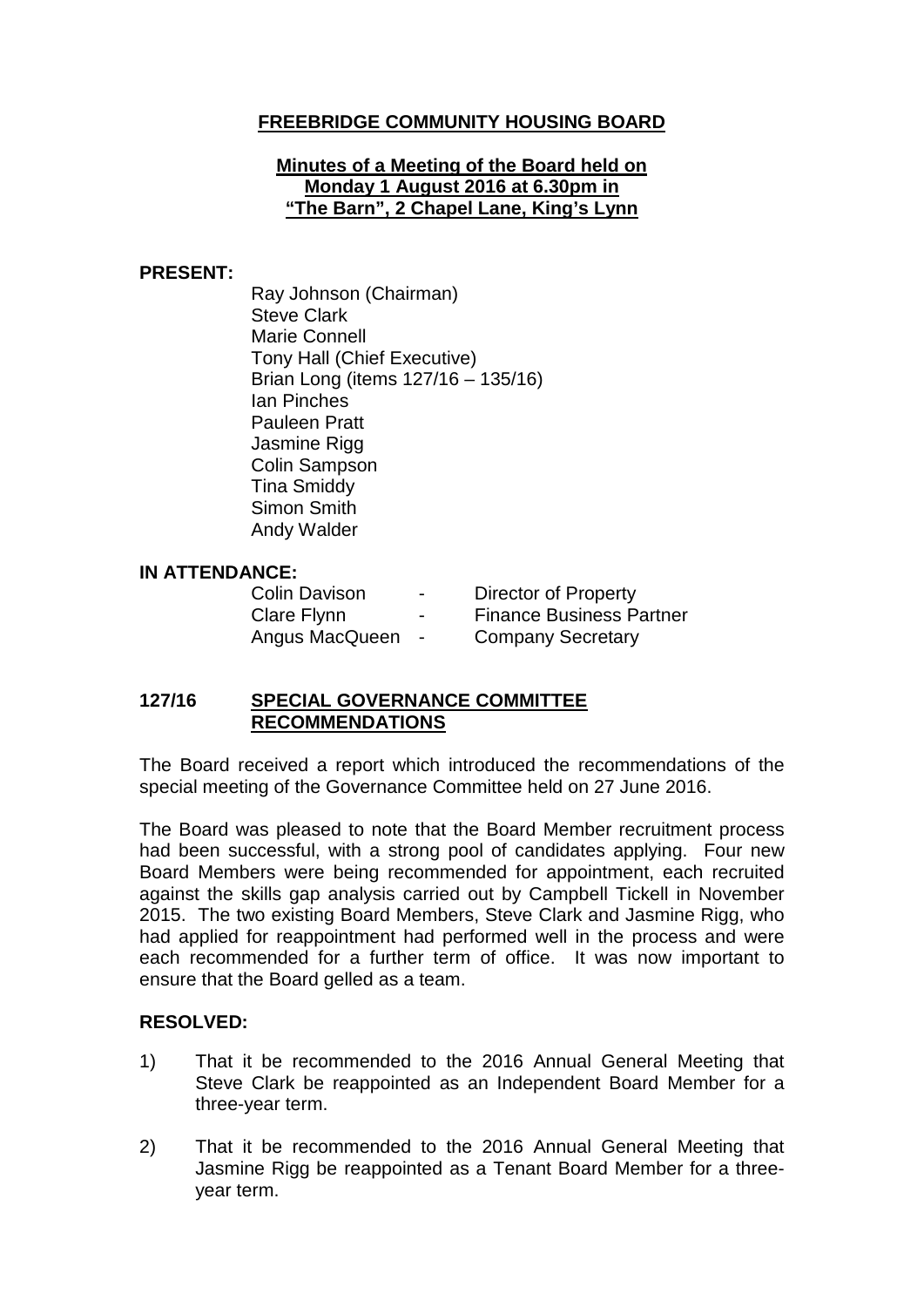# FREEBRIDGE COMMUNITY HOUSING BOARD

## Minutes of a Meeting of the Board held on Monday 1 August 2016 at 6.30pm in "The Barn", 2 Chapel Lane, King's Lynn

**PRESENT:**

Ray Johnson (Chairman)
Steve Clark
Marie Connell
Tony Hall (Chief Executive)
Brian Long (items 127/16 – 135/16)
Ian Pinches
Pauleen Pratt
Jasmine Rigg
Colin Sampson
Tina Smiddy
Simon Smith
Andy Walder

**IN ATTENDANCE:**

| | | |
|---|---|---|
| Colin Davison | - | Director of Property |
| Clare Flynn | - | Finance Business Partner |
| Angus MacQueen | - | Company Secretary |

## 127/16 SPECIAL GOVERNANCE COMMITTEE RECOMMENDATIONS

The Board received a report which introduced the recommendations of the special meeting of the Governance Committee held on 27 June 2016.

The Board was pleased to note that the Board Member recruitment process had been successful, with a strong pool of candidates applying. Four new Board Members were being recommended for appointment, each recruited against the skills gap analysis carried out by Campbell Tickell in November 2015. The two existing Board Members, Steve Clark and Jasmine Rigg, who had applied for reappointment had performed well in the process and were each recommended for a further term of office. It was now important to ensure that the Board gelled as a team.

**RESOLVED:**

1) That it be recommended to the 2016 Annual General Meeting that Steve Clark be reappointed as an Independent Board Member for a three-year term.

2) That it be recommended to the 2016 Annual General Meeting that Jasmine Rigg be reappointed as a Tenant Board Member for a three-year term.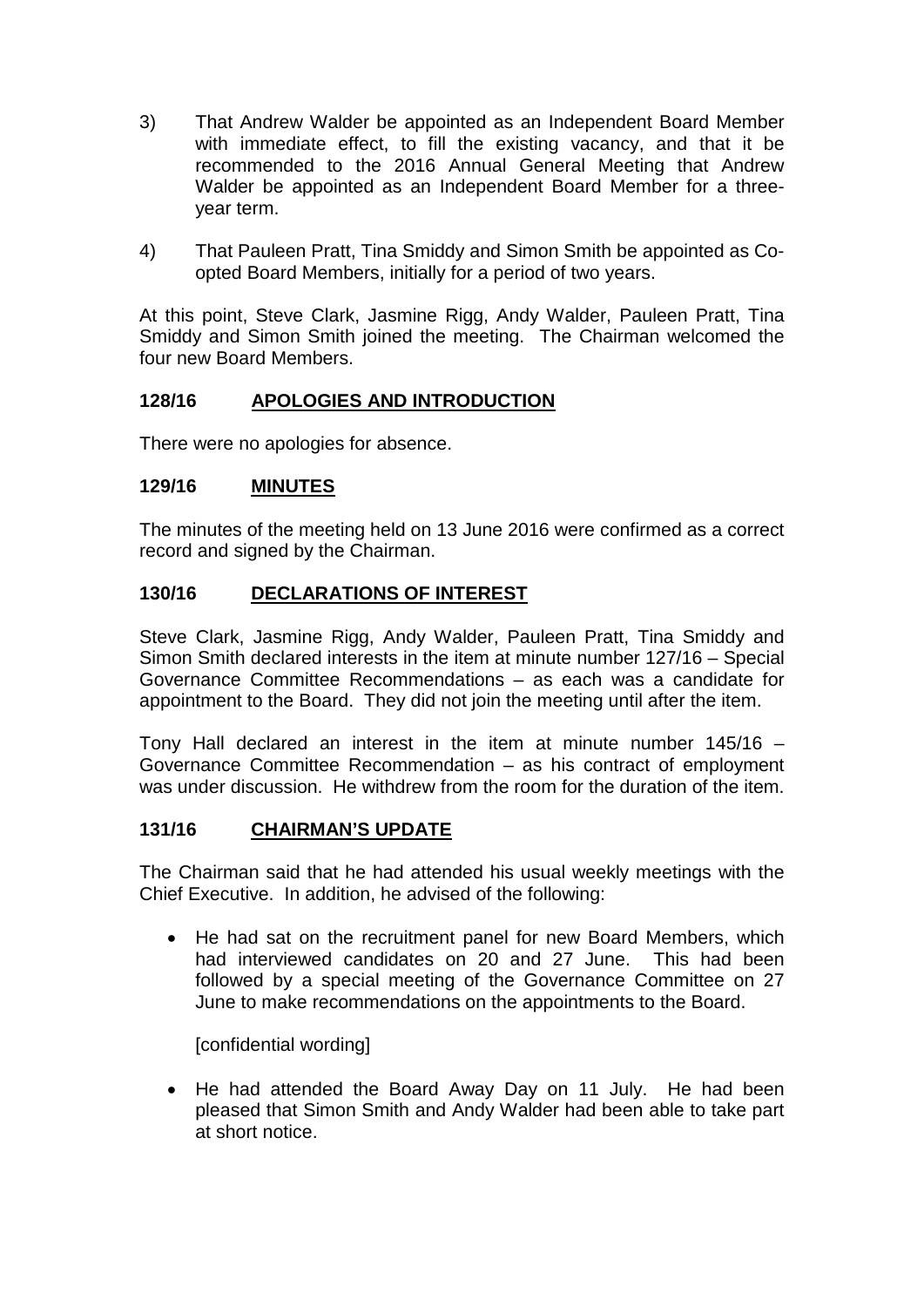3) That Andrew Walder be appointed as an Independent Board Member with immediate effect, to fill the existing vacancy, and that it be recommended to the 2016 Annual General Meeting that Andrew Walder be appointed as an Independent Board Member for a three-year term.

4) That Pauleen Pratt, Tina Smiddy and Simon Smith be appointed as Co-opted Board Members, initially for a period of two years.

At this point, Steve Clark, Jasmine Rigg, Andy Walder, Pauleen Pratt, Tina Smiddy and Simon Smith joined the meeting. The Chairman welcomed the four new Board Members.

## 128/16 APOLOGIES AND INTRODUCTION

There were no apologies for absence.

## 129/16 MINUTES

The minutes of the meeting held on 13 June 2016 were confirmed as a correct record and signed by the Chairman.

## 130/16 DECLARATIONS OF INTEREST

Steve Clark, Jasmine Rigg, Andy Walder, Pauleen Pratt, Tina Smiddy and Simon Smith declared interests in the item at minute number 127/16 – Special Governance Committee Recommendations – as each was a candidate for appointment to the Board. They did not join the meeting until after the item.

Tony Hall declared an interest in the item at minute number 145/16 – Governance Committee Recommendation – as his contract of employment was under discussion. He withdrew from the room for the duration of the item.

## 131/16 CHAIRMAN'S UPDATE

The Chairman said that he had attended his usual weekly meetings with the Chief Executive. In addition, he advised of the following:

- He had sat on the recruitment panel for new Board Members, which had interviewed candidates on 20 and 27 June. This had been followed by a special meeting of the Governance Committee on 27 June to make recommendations on the appointments to the Board.

  [confidential wording]

- He had attended the Board Away Day on 11 July. He had been pleased that Simon Smith and Andy Walder had been able to take part at short notice.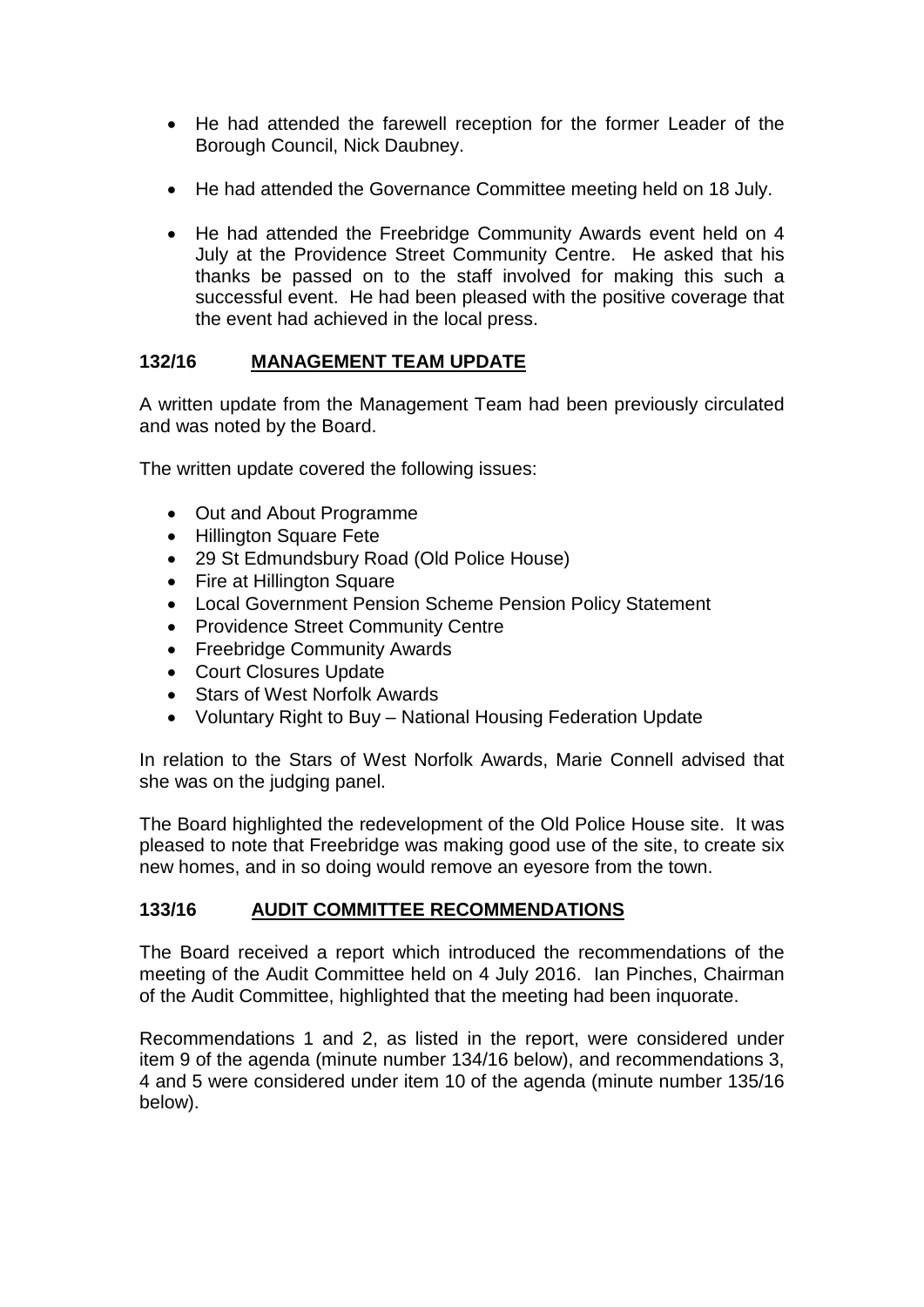- He had attended the farewell reception for the former Leader of the Borough Council, Nick Daubney.

- He had attended the Governance Committee meeting held on 18 July.

- He had attended the Freebridge Community Awards event held on 4 July at the Providence Street Community Centre. He asked that his thanks be passed on to the staff involved for making this such a successful event. He had been pleased with the positive coverage that the event had achieved in the local press.

## 132/16 MANAGEMENT TEAM UPDATE

A written update from the Management Team had been previously circulated and was noted by the Board.

The written update covered the following issues:

- Out and About Programme
- Hillington Square Fete
- 29 St Edmundsbury Road (Old Police House)
- Fire at Hillington Square
- Local Government Pension Scheme Pension Policy Statement
- Providence Street Community Centre
- Freebridge Community Awards
- Court Closures Update
- Stars of West Norfolk Awards
- Voluntary Right to Buy – National Housing Federation Update

In relation to the Stars of West Norfolk Awards, Marie Connell advised that she was on the judging panel.

The Board highlighted the redevelopment of the Old Police House site. It was pleased to note that Freebridge was making good use of the site, to create six new homes, and in so doing would remove an eyesore from the town.

## 133/16 AUDIT COMMITTEE RECOMMENDATIONS

The Board received a report which introduced the recommendations of the meeting of the Audit Committee held on 4 July 2016. Ian Pinches, Chairman of the Audit Committee, highlighted that the meeting had been inquorate.

Recommendations 1 and 2, as listed in the report, were considered under item 9 of the agenda (minute number 134/16 below), and recommendations 3, 4 and 5 were considered under item 10 of the agenda (minute number 135/16 below).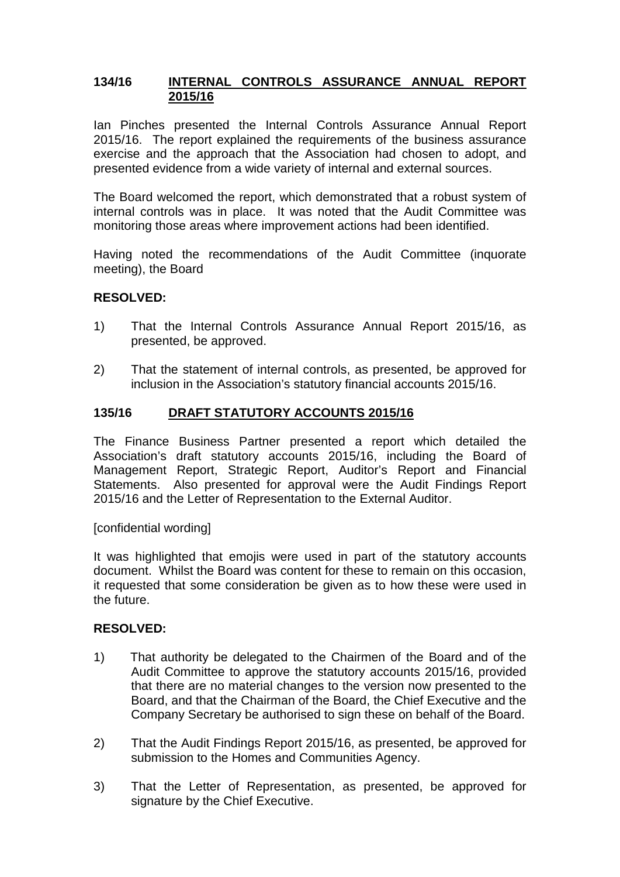## 134/16 INTERNAL CONTROLS ASSURANCE ANNUAL REPORT 2015/16

Ian Pinches presented the Internal Controls Assurance Annual Report 2015/16. The report explained the requirements of the business assurance exercise and the approach that the Association had chosen to adopt, and presented evidence from a wide variety of internal and external sources.

The Board welcomed the report, which demonstrated that a robust system of internal controls was in place. It was noted that the Audit Committee was monitoring those areas where improvement actions had been identified.

Having noted the recommendations of the Audit Committee (inquorate meeting), the Board

**RESOLVED:**

1) That the Internal Controls Assurance Annual Report 2015/16, as presented, be approved.

2) That the statement of internal controls, as presented, be approved for inclusion in the Association's statutory financial accounts 2015/16.

## 135/16 DRAFT STATUTORY ACCOUNTS 2015/16

The Finance Business Partner presented a report which detailed the Association's draft statutory accounts 2015/16, including the Board of Management Report, Strategic Report, Auditor's Report and Financial Statements. Also presented for approval were the Audit Findings Report 2015/16 and the Letter of Representation to the External Auditor.

[confidential wording]

It was highlighted that emojis were used in part of the statutory accounts document. Whilst the Board was content for these to remain on this occasion, it requested that some consideration be given as to how these were used in the future.

**RESOLVED:**

1) That authority be delegated to the Chairmen of the Board and of the Audit Committee to approve the statutory accounts 2015/16, provided that there are no material changes to the version now presented to the Board, and that the Chairman of the Board, the Chief Executive and the Company Secretary be authorised to sign these on behalf of the Board.

2) That the Audit Findings Report 2015/16, as presented, be approved for submission to the Homes and Communities Agency.

3) That the Letter of Representation, as presented, be approved for signature by the Chief Executive.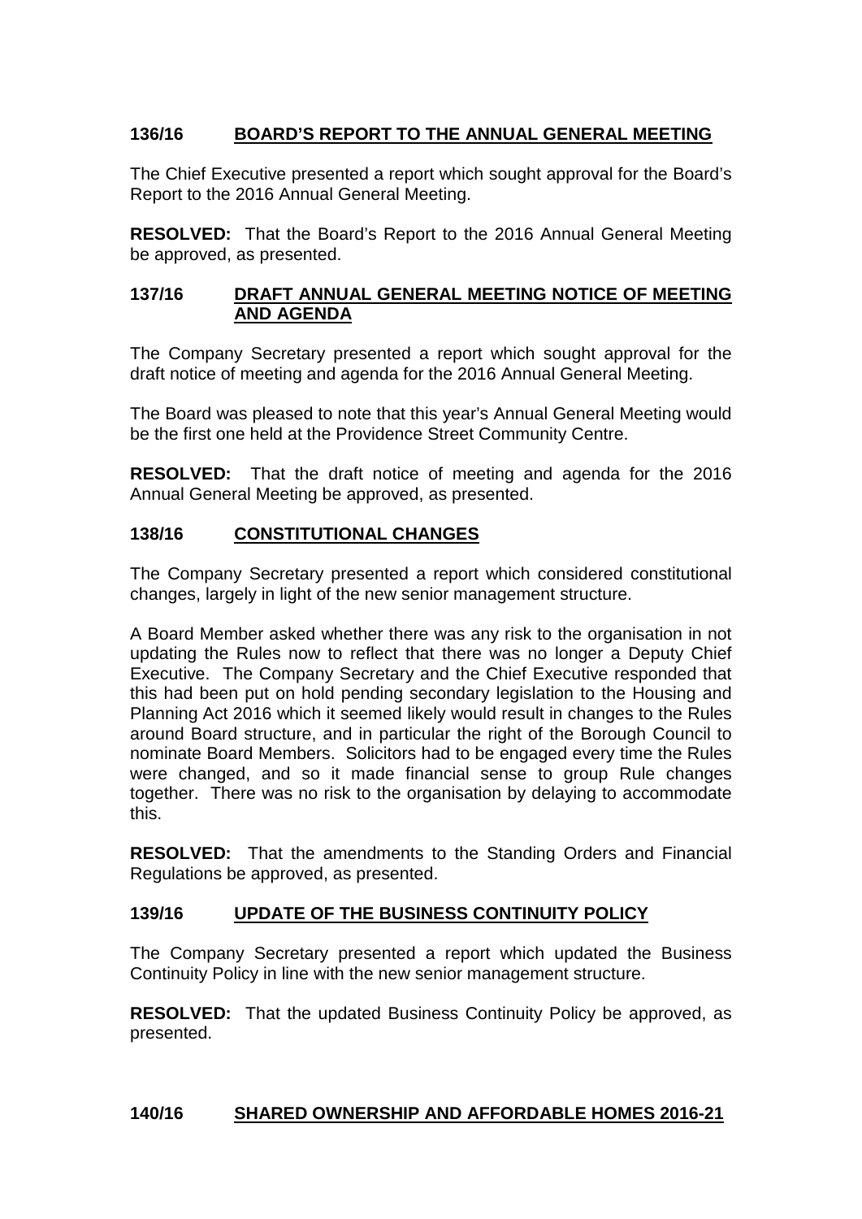## 136/16 BOARD'S REPORT TO THE ANNUAL GENERAL MEETING

The Chief Executive presented a report which sought approval for the Board's Report to the 2016 Annual General Meeting.

**RESOLVED:** That the Board's Report to the 2016 Annual General Meeting be approved, as presented.

## 137/16 DRAFT ANNUAL GENERAL MEETING NOTICE OF MEETING AND AGENDA

The Company Secretary presented a report which sought approval for the draft notice of meeting and agenda for the 2016 Annual General Meeting.

The Board was pleased to note that this year's Annual General Meeting would be the first one held at the Providence Street Community Centre.

**RESOLVED:** That the draft notice of meeting and agenda for the 2016 Annual General Meeting be approved, as presented.

## 138/16 CONSTITUTIONAL CHANGES

The Company Secretary presented a report which considered constitutional changes, largely in light of the new senior management structure.

A Board Member asked whether there was any risk to the organisation in not updating the Rules now to reflect that there was no longer a Deputy Chief Executive. The Company Secretary and the Chief Executive responded that this had been put on hold pending secondary legislation to the Housing and Planning Act 2016 which it seemed likely would result in changes to the Rules around Board structure, and in particular the right of the Borough Council to nominate Board Members. Solicitors had to be engaged every time the Rules were changed, and so it made financial sense to group Rule changes together. There was no risk to the organisation by delaying to accommodate this.

**RESOLVED:** That the amendments to the Standing Orders and Financial Regulations be approved, as presented.

## 139/16 UPDATE OF THE BUSINESS CONTINUITY POLICY

The Company Secretary presented a report which updated the Business Continuity Policy in line with the new senior management structure.

**RESOLVED:** That the updated Business Continuity Policy be approved, as presented.

## 140/16 SHARED OWNERSHIP AND AFFORDABLE HOMES 2016-21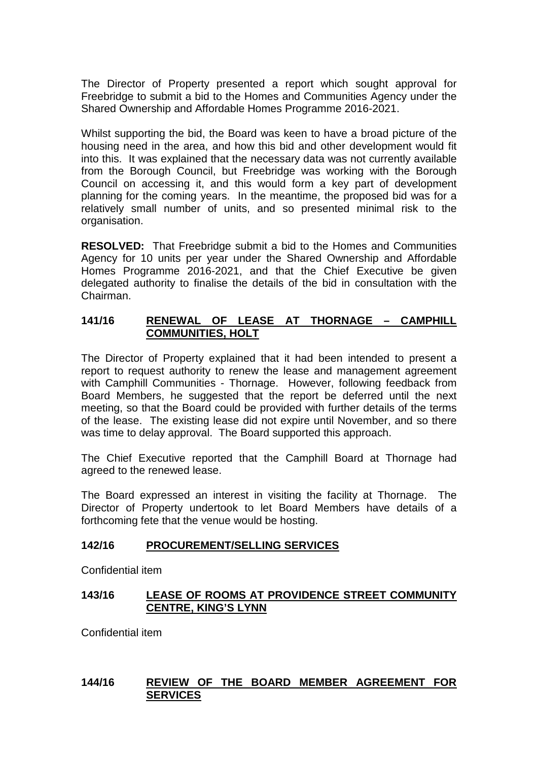The Director of Property presented a report which sought approval for Freebridge to submit a bid to the Homes and Communities Agency under the Shared Ownership and Affordable Homes Programme 2016-2021.

Whilst supporting the bid, the Board was keen to have a broad picture of the housing need in the area, and how this bid and other development would fit into this. It was explained that the necessary data was not currently available from the Borough Council, but Freebridge was working with the Borough Council on accessing it, and this would form a key part of development planning for the coming years. In the meantime, the proposed bid was for a relatively small number of units, and so presented minimal risk to the organisation.

**RESOLVED:** That Freebridge submit a bid to the Homes and Communities Agency for 10 units per year under the Shared Ownership and Affordable Homes Programme 2016-2021, and that the Chief Executive be given delegated authority to finalise the details of the bid in consultation with the Chairman.

## 141/16 RENEWAL OF LEASE AT THORNAGE – CAMPHILL COMMUNITIES, HOLT

The Director of Property explained that it had been intended to present a report to request authority to renew the lease and management agreement with Camphill Communities - Thornage. However, following feedback from Board Members, he suggested that the report be deferred until the next meeting, so that the Board could be provided with further details of the terms of the lease. The existing lease did not expire until November, and so there was time to delay approval. The Board supported this approach.

The Chief Executive reported that the Camphill Board at Thornage had agreed to the renewed lease.

The Board expressed an interest in visiting the facility at Thornage. The Director of Property undertook to let Board Members have details of a forthcoming fete that the venue would be hosting.

## 142/16 PROCUREMENT/SELLING SERVICES

Confidential item

## 143/16 LEASE OF ROOMS AT PROVIDENCE STREET COMMUNITY CENTRE, KING'S LYNN

Confidential item

## 144/16 REVIEW OF THE BOARD MEMBER AGREEMENT FOR SERVICES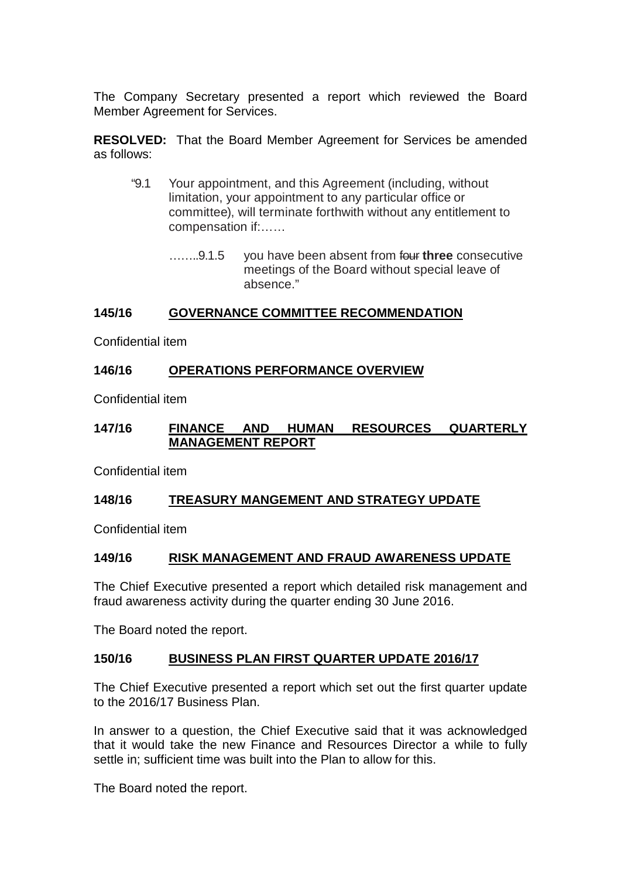The Company Secretary presented a report which reviewed the Board Member Agreement for Services.

**RESOLVED:** That the Board Member Agreement for Services be amended as follows:

> "9.1 Your appointment, and this Agreement (including, without limitation, your appointment to any particular office or committee), will terminate forthwith without any entitlement to compensation if:……
>
> ……..9.1.5 you have been absent from ~~four~~ **three** consecutive meetings of the Board without special leave of absence."

## 145/16 GOVERNANCE COMMITTEE RECOMMENDATION

Confidential item

## 146/16 OPERATIONS PERFORMANCE OVERVIEW

Confidential item

## 147/16 FINANCE AND HUMAN RESOURCES QUARTERLY MANAGEMENT REPORT

Confidential item

## 148/16 TREASURY MANGEMENT AND STRATEGY UPDATE

Confidential item

## 149/16 RISK MANAGEMENT AND FRAUD AWARENESS UPDATE

The Chief Executive presented a report which detailed risk management and fraud awareness activity during the quarter ending 30 June 2016.

The Board noted the report.

## 150/16 BUSINESS PLAN FIRST QUARTER UPDATE 2016/17

The Chief Executive presented a report which set out the first quarter update to the 2016/17 Business Plan.

In answer to a question, the Chief Executive said that it was acknowledged that it would take the new Finance and Resources Director a while to fully settle in; sufficient time was built into the Plan to allow for this.

The Board noted the report.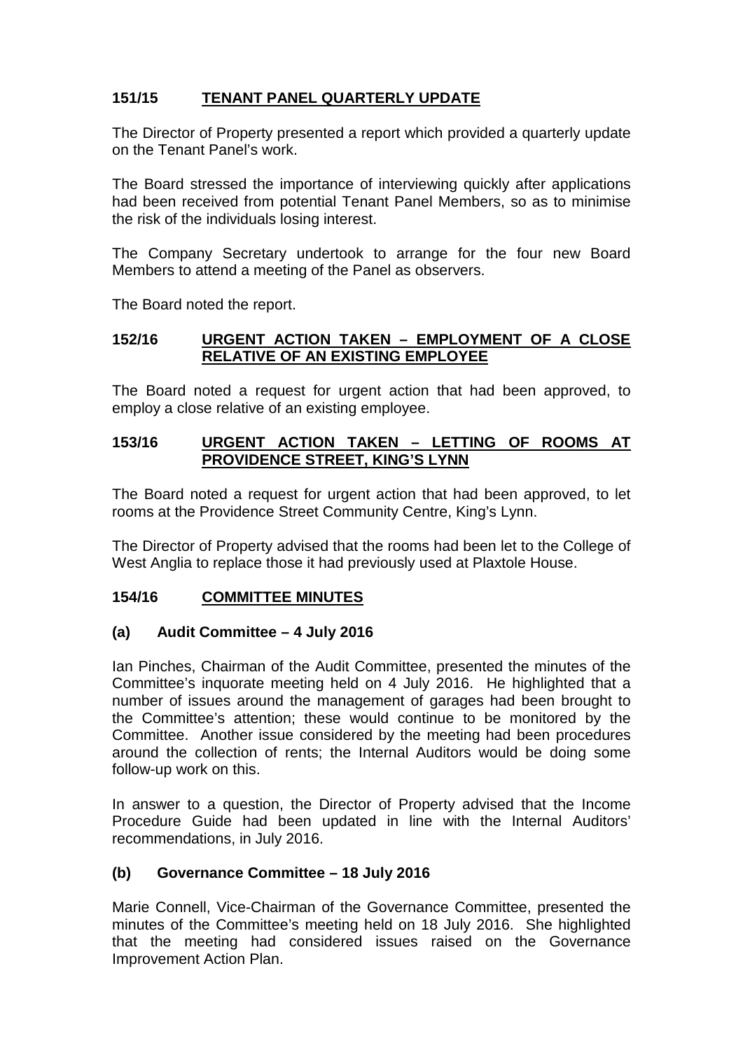## 151/15 <u>TENANT PANEL QUARTERLY UPDATE</u>

The Director of Property presented a report which provided a quarterly update on the Tenant Panel's work.

The Board stressed the importance of interviewing quickly after applications had been received from potential Tenant Panel Members, so as to minimise the risk of the individuals losing interest.

The Company Secretary undertook to arrange for the four new Board Members to attend a meeting of the Panel as observers.

The Board noted the report.

## 152/16 <u>URGENT ACTION TAKEN – EMPLOYMENT OF A CLOSE RELATIVE OF AN EXISTING EMPLOYEE</u>

The Board noted a request for urgent action that had been approved, to employ a close relative of an existing employee.

## 153/16 <u>URGENT ACTION TAKEN – LETTING OF ROOMS AT PROVIDENCE STREET, KING'S LYNN</u>

The Board noted a request for urgent action that had been approved, to let rooms at the Providence Street Community Centre, King's Lynn.

The Director of Property advised that the rooms had been let to the College of West Anglia to replace those it had previously used at Plaxtole House.

## 154/16 <u>COMMITTEE MINUTES</u>

### (a) Audit Committee – 4 July 2016

Ian Pinches, Chairman of the Audit Committee, presented the minutes of the Committee's inquorate meeting held on 4 July 2016. He highlighted that a number of issues around the management of garages had been brought to the Committee's attention; these would continue to be monitored by the Committee. Another issue considered by the meeting had been procedures around the collection of rents; the Internal Auditors would be doing some follow-up work on this.

In answer to a question, the Director of Property advised that the Income Procedure Guide had been updated in line with the Internal Auditors' recommendations, in July 2016.

### (b) Governance Committee – 18 July 2016

Marie Connell, Vice-Chairman of the Governance Committee, presented the minutes of the Committee's meeting held on 18 July 2016. She highlighted that the meeting had considered issues raised on the Governance Improvement Action Plan.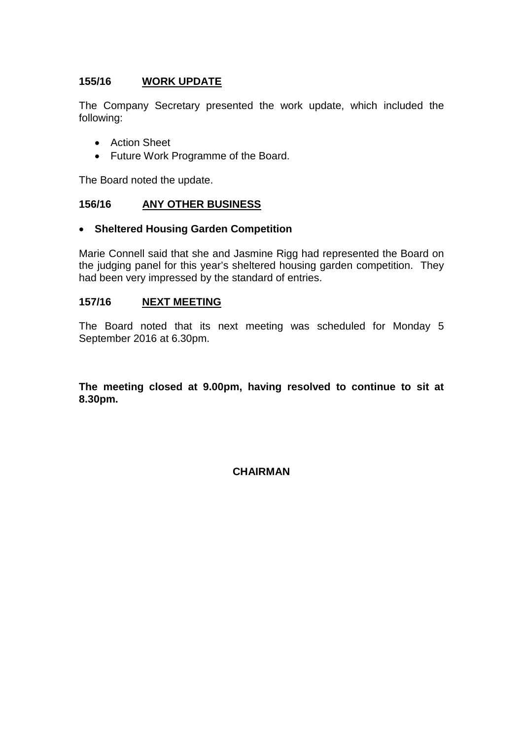**155/16 WORK UPDATE**

The Company Secretary presented the work update, which included the following:

- Action Sheet
- Future Work Programme of the Board.

The Board noted the update.

**156/16 ANY OTHER BUSINESS**

- **Sheltered Housing Garden Competition**

Marie Connell said that she and Jasmine Rigg had represented the Board on the judging panel for this year's sheltered housing garden competition. They had been very impressed by the standard of entries.

**157/16 NEXT MEETING**

The Board noted that its next meeting was scheduled for Monday 5 September 2016 at 6.30pm.

**The meeting closed at 9.00pm, having resolved to continue to sit at 8.30pm.**

**CHAIRMAN**